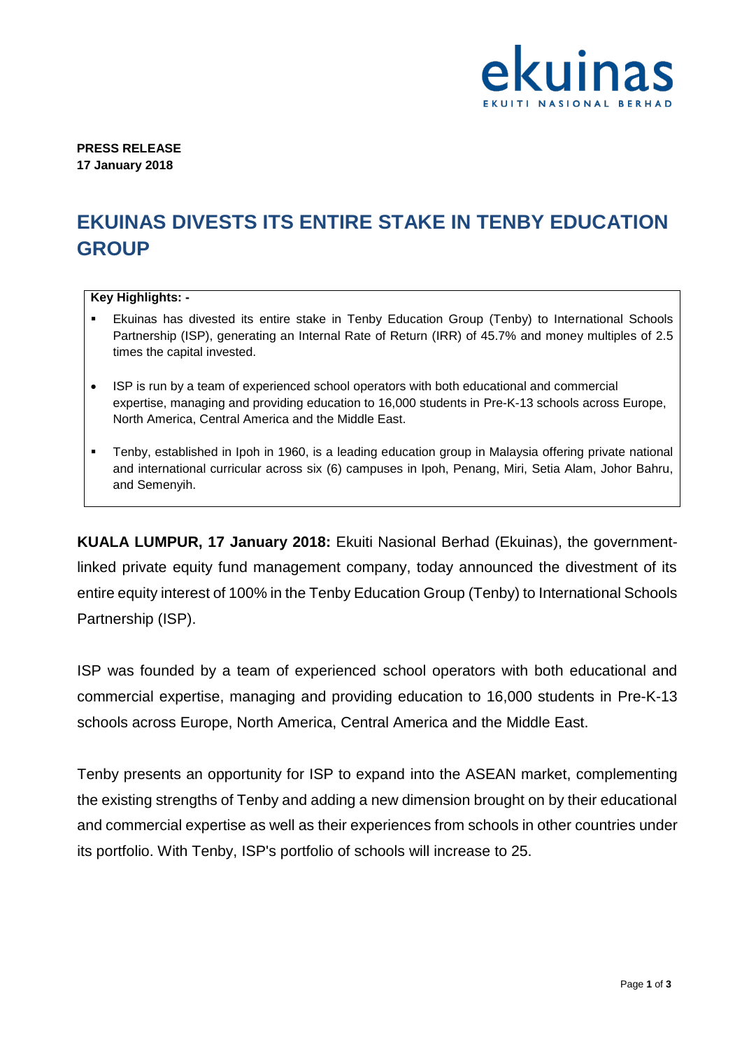ekuinas

EKUITI NASIONAL BERHAD

**PRESS RELEASE**
**17 January 2018**

# EKUINAS DIVESTS ITS ENTIRE STAKE IN TENBY EDUCATION GROUP

**Key Highlights: -**

- Ekuinas has divested its entire stake in Tenby Education Group (Tenby) to International Schools Partnership (ISP), generating an Internal Rate of Return (IRR) of 45.7% and money multiples of 2.5 times the capital invested.
- ISP is run by a team of experienced school operators with both educational and commercial expertise, managing and providing education to 16,000 students in Pre-K-13 schools across Europe, North America, Central America and the Middle East.
- Tenby, established in Ipoh in 1960, is a leading education group in Malaysia offering private national and international curricular across six (6) campuses in Ipoh, Penang, Miri, Setia Alam, Johor Bahru, and Semenyih.

**KUALA LUMPUR, 17 January 2018:** Ekuiti Nasional Berhad (Ekuinas), the government-linked private equity fund management company, today announced the divestment of its entire equity interest of 100% in the Tenby Education Group (Tenby) to International Schools Partnership (ISP).

ISP was founded by a team of experienced school operators with both educational and commercial expertise, managing and providing education to 16,000 students in Pre-K-13 schools across Europe, North America, Central America and the Middle East.

Tenby presents an opportunity for ISP to expand into the ASEAN market, complementing the existing strengths of Tenby and adding a new dimension brought on by their educational and commercial expertise as well as their experiences from schools in other countries under its portfolio. With Tenby, ISP's portfolio of schools will increase to 25.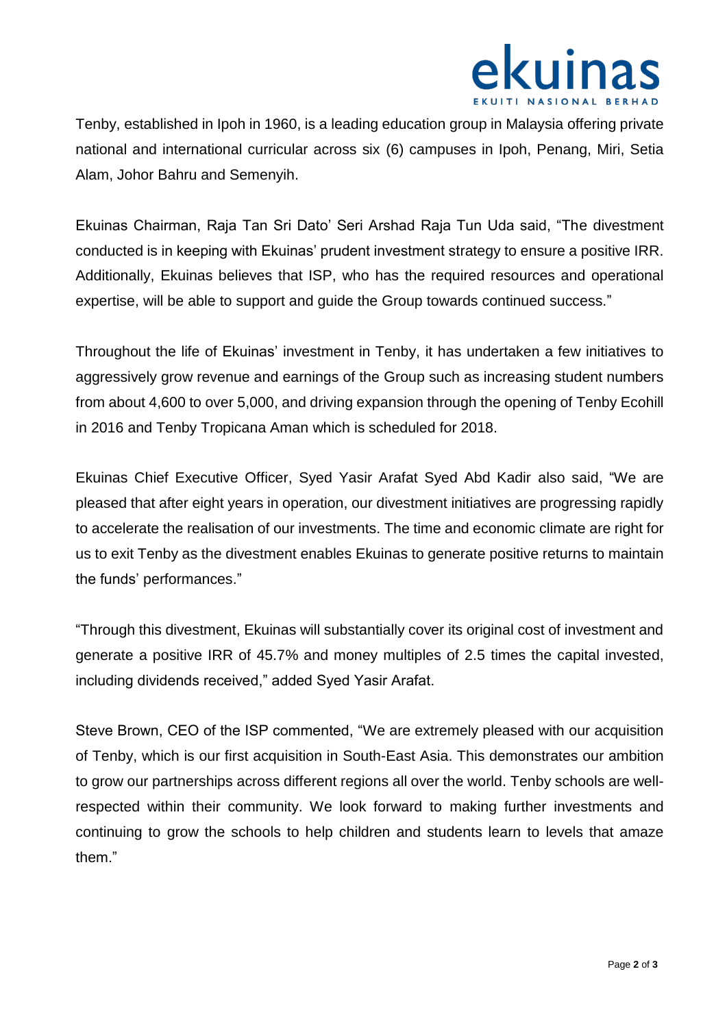Tenby, established in Ipoh in 1960, is a leading education group in Malaysia offering private national and international curricular across six (6) campuses in Ipoh, Penang, Miri, Setia Alam, Johor Bahru and Semenyih.

Ekuinas Chairman, Raja Tan Sri Dato' Seri Arshad Raja Tun Uda said, "The divestment conducted is in keeping with Ekuinas' prudent investment strategy to ensure a positive IRR. Additionally, Ekuinas believes that ISP, who has the required resources and operational expertise, will be able to support and guide the Group towards continued success."

Throughout the life of Ekuinas' investment in Tenby, it has undertaken a few initiatives to aggressively grow revenue and earnings of the Group such as increasing student numbers from about 4,600 to over 5,000, and driving expansion through the opening of Tenby Ecohill in 2016 and Tenby Tropicana Aman which is scheduled for 2018.

Ekuinas Chief Executive Officer, Syed Yasir Arafat Syed Abd Kadir also said, "We are pleased that after eight years in operation, our divestment initiatives are progressing rapidly to accelerate the realisation of our investments. The time and economic climate are right for us to exit Tenby as the divestment enables Ekuinas to generate positive returns to maintain the funds' performances."

"Through this divestment, Ekuinas will substantially cover its original cost of investment and generate a positive IRR of 45.7% and money multiples of 2.5 times the capital invested, including dividends received," added Syed Yasir Arafat.

Steve Brown, CEO of the ISP commented, "We are extremely pleased with our acquisition of Tenby, which is our first acquisition in South-East Asia. This demonstrates our ambition to grow our partnerships across different regions all over the world. Tenby schools are well-respected within their community. We look forward to making further investments and continuing to grow the schools to help children and students learn to levels that amaze them."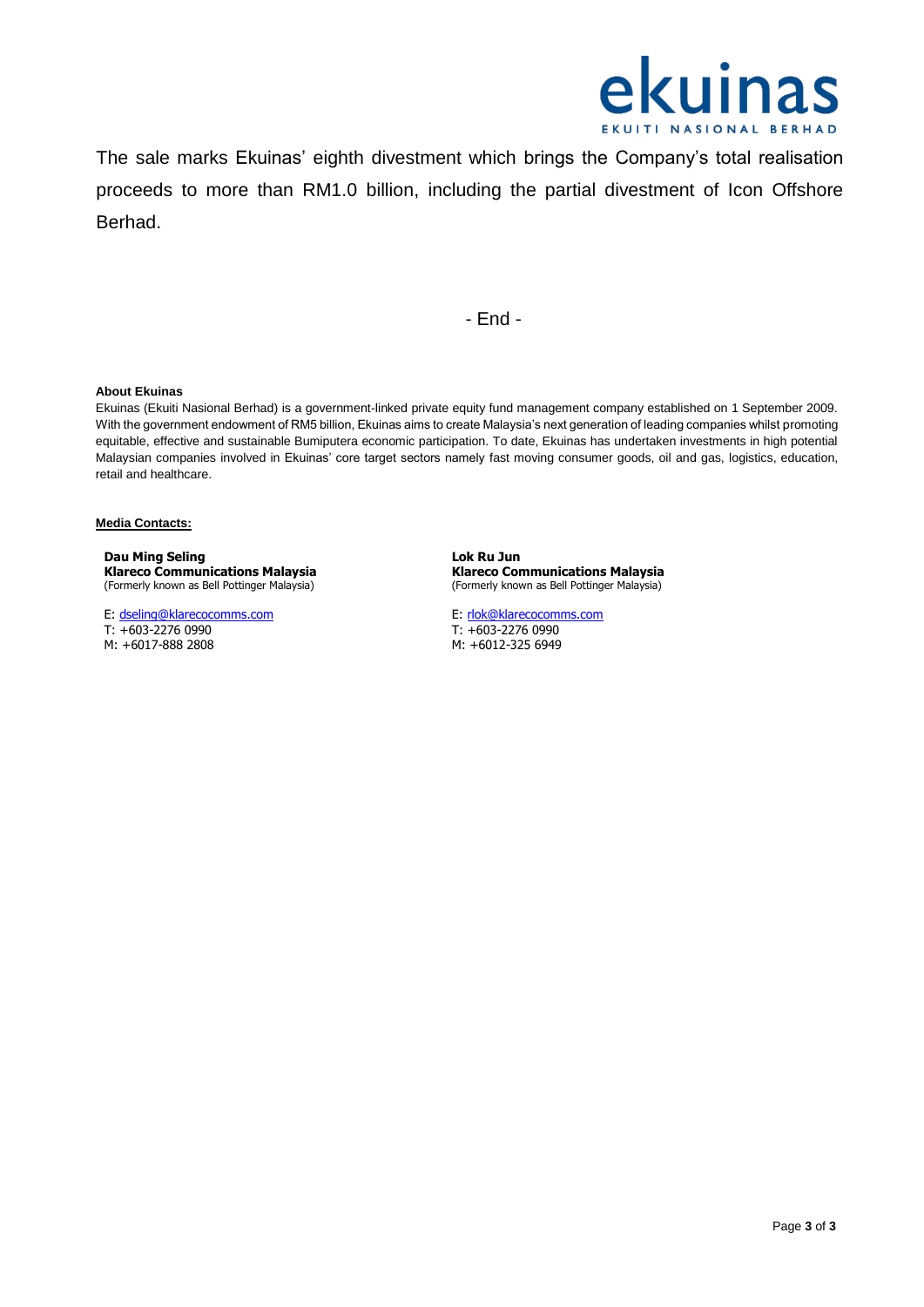The sale marks Ekuinas' eighth divestment which brings the Company's total realisation proceeds to more than RM1.0 billion, including the partial divestment of Icon Offshore Berhad.

- End -

**About Ekuinas**

Ekuinas (Ekuiti Nasional Berhad) is a government-linked private equity fund management company established on 1 September 2009. With the government endowment of RM5 billion, Ekuinas aims to create Malaysia's next generation of leading companies whilst promoting equitable, effective and sustainable Bumiputera economic participation. To date, Ekuinas has undertaken investments in high potential Malaysian companies involved in Ekuinas' core target sectors namely fast moving consumer goods, oil and gas, logistics, education, retail and healthcare.

**Media Contacts:**

**Dau Ming Seling**
**Klareco Communications Malaysia**
(Formerly known as Bell Pottinger Malaysia)

E: dseling@klarecocomms.com
T: +603-2276 0990
M: +6017-888 2808

**Lok Ru Jun**
**Klareco Communications Malaysia**
(Formerly known as Bell Pottinger Malaysia)

E: rlok@klarecocomms.com
T: +603-2276 0990
M: +6012-325 6949